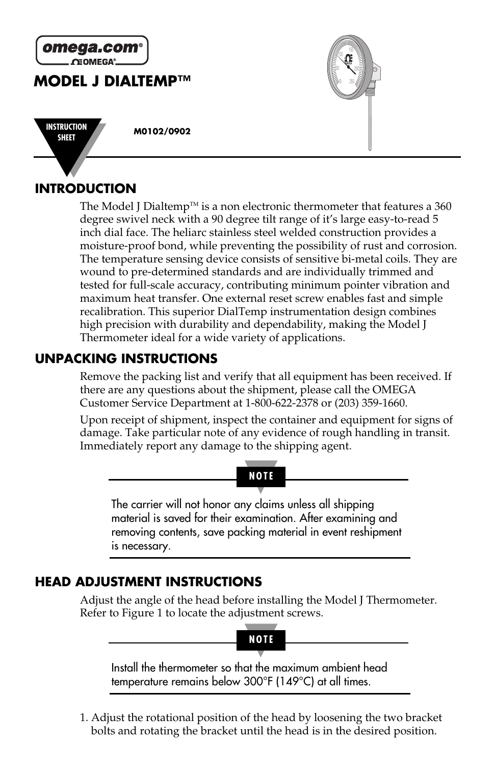omega.com®

OMEGA®

# MODEL J DIALTEMP™

INSTRUCTION SHEET

**M0102/0902**

## INTRODUCTION

The Model J Dialtemp™ is a non electronic thermometer that features a 360 degree swivel neck with a 90 degree tilt range of it's large easy-to-read 5 inch dial face. The heliarc stainless steel welded construction provides a moisture-proof bond, while preventing the possibility of rust and corrosion. The temperature sensing device consists of sensitive bi-metal coils. They are wound to pre-determined standards and are individually trimmed and tested for full-scale accuracy, contributing minimum pointer vibration and maximum heat transfer. One external reset screw enables fast and simple recalibration. This superior DialTemp instrumentation design combines high precision with durability and dependability, making the Model J Thermometer ideal for a wide variety of applications.

## UNPACKING INSTRUCTIONS

Remove the packing list and verify that all equipment has been received. If there are any questions about the shipment, please call the OMEGA Customer Service Department at 1-800-622-2378 or (203) 359-1660.

Upon receipt of shipment, inspect the container and equipment for signs of damage. Take particular note of any evidence of rough handling in transit. Immediately report any damage to the shipping agent.

**NOTE**

The carrier will not honor any claims unless all shipping material is saved for their examination. After examining and removing contents, save packing material in event reshipment is necessary.

## HEAD ADJUSTMENT INSTRUCTIONS

Adjust the angle of the head before installing the Model J Thermometer. Refer to Figure 1 to locate the adjustment screws.

**NOTE**

Install the thermometer so that the maximum ambient head temperature remains below 300°F (149°C) at all times.

1. Adjust the rotational position of the head by loosening the two bracket bolts and rotating the bracket until the head is in the desired position.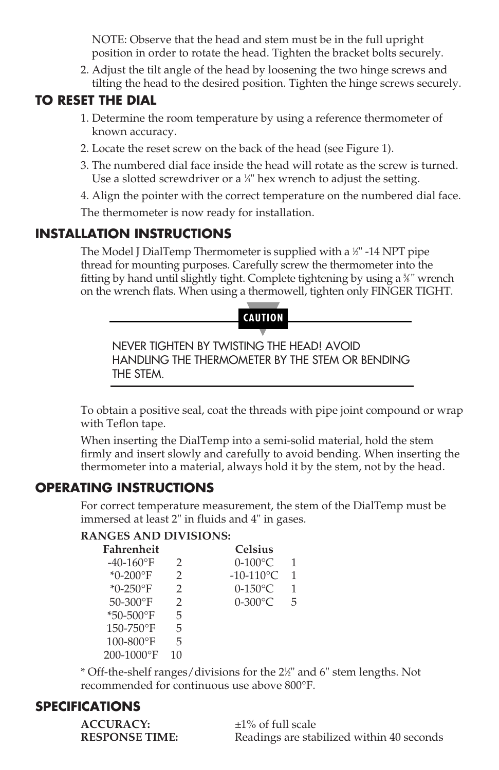NOTE: Observe that the head and stem must be in the full upright position in order to rotate the head. Tighten the bracket bolts securely.

2. Adjust the tilt angle of the head by loosening the two hinge screws and tilting the head to the desired position. Tighten the hinge screws securely.

## TO RESET THE DIAL

1. Determine the room temperature by using a reference thermometer of known accuracy.
2. Locate the reset screw on the back of the head (see Figure 1).
3. The numbered dial face inside the head will rotate as the screw is turned. Use a slotted screwdriver or a ¼" hex wrench to adjust the setting.
4. Align the pointer with the correct temperature on the numbered dial face.

The thermometer is now ready for installation.

## INSTALLATION INSTRUCTIONS

The Model J DialTemp Thermometer is supplied with a ½" -14 NPT pipe thread for mounting purposes. Carefully screw the thermometer into the fitting by hand until slightly tight. Complete tightening by using a ⅝" wrench on the wrench flats. When using a thermowell, tighten only FINGER TIGHT.

**CAUTION**

NEVER TIGHTEN BY TWISTING THE HEAD! AVOID HANDLING THE THERMOMETER BY THE STEM OR BENDING THE STEM.

To obtain a positive seal, coat the threads with pipe joint compound or wrap with Teflon tape.

When inserting the DialTemp into a semi-solid material, hold the stem firmly and insert slowly and carefully to avoid bending. When inserting the thermometer into a material, always hold it by the stem, not by the head.

## OPERATING INSTRUCTIONS

For correct temperature measurement, the stem of the DialTemp must be immersed at least 2" in fluids and 4" in gases.

**RANGES AND DIVISIONS:**

| Fahrenheit | | Celsius | |
|---|---|---|---|
| -40-160°F | 2 | 0-100°C | 1 |
| *0-200°F | 2 | -10-110°C | 1 |
| *0-250°F | 2 | 0-150°C | 1 |
| 50-300°F | 2 | 0-300°C | 5 |
| *50-500°F | 5 | | |
| 150-750°F | 5 | | |
| 100-800°F | 5 | | |
| 200-1000°F | 10 | | |

* Off-the-shelf ranges/divisions for the 2½" and 6" stem lengths. Not recommended for continuous use above 800°F.

## SPECIFICATIONS

**ACCURACY:** ±1% of full scale

**RESPONSE TIME:** Readings are stabilized within 40 seconds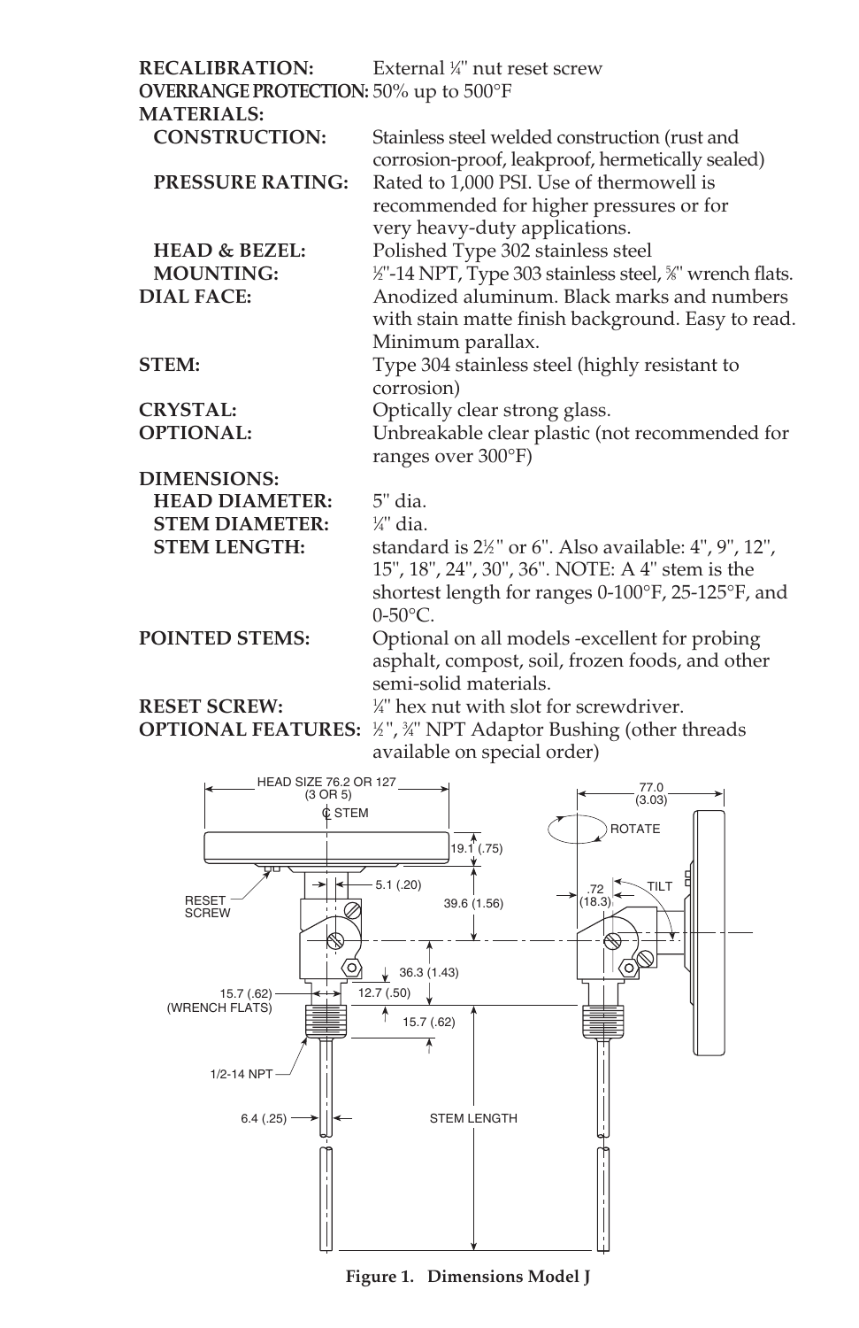**RECALIBRATION:** External ¼" nut reset screw

**OVERRANGE PROTECTION:** 50% up to 500°F

**MATERIALS:**

**CONSTRUCTION:** Stainless steel welded construction (rust and corrosion-proof, leakproof, hermetically sealed)

**PRESSURE RATING:** Rated to 1,000 PSI. Use of thermowell is recommended for higher pressures or for very heavy-duty applications.

**HEAD & BEZEL:** Polished Type 302 stainless steel

**MOUNTING:** ½"-14 NPT, Type 303 stainless steel, ⅝" wrench flats.

**DIAL FACE:** Anodized aluminum. Black marks and numbers with stain matte finish background. Easy to read. Minimum parallax.

**STEM:** Type 304 stainless steel (highly resistant to corrosion)

**CRYSTAL:** Optically clear strong glass.

**OPTIONAL:** Unbreakable clear plastic (not recommended for ranges over 300°F)

**DIMENSIONS:**

**HEAD DIAMETER:** 5" dia.

**STEM DIAMETER:** ¼" dia.

**STEM LENGTH:** standard is 2½" or 6". Also available: 4", 9", 12", 15", 18", 24", 30", 36". NOTE: A 4" stem is the shortest length for ranges 0-100°F, 25-125°F, and 0-50°C.

**POINTED STEMS:** Optional on all models -excellent for probing asphalt, compost, soil, frozen foods, and other semi-solid materials.

**RESET SCREW:** ¼" hex nut with slot for screwdriver.

**OPTIONAL FEATURES:** ½", ¾" NPT Adaptor Bushing (other threads available on special order)

HEAD SIZE 76.2 OR 127 (3 OR 5)
℄ STEM
19.1 (.75)
5.1 (.20)
39.6 (1.56)
RESET SCREW
36.3 (1.43)
12.7 (.50)
15.7 (.62) (WRENCH FLATS)
15.7 (.62)
1/2-14 NPT
6.4 (.25)
STEM LENGTH
77.0 (3.03)
ROTATE
TILT
.72 (18.3)

**Figure 1. Dimensions Model J**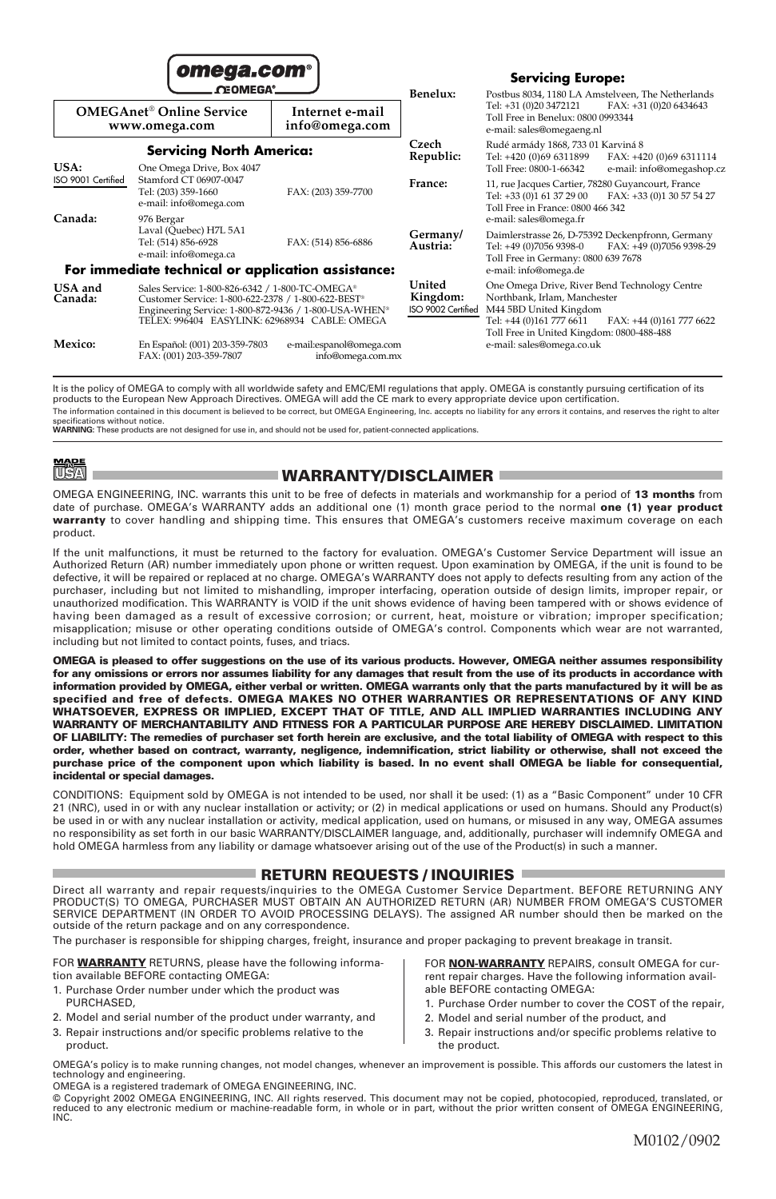**omega.com®**
**OMEGA®**

| OMEGAnet® Online Service www.omega.com | Internet e-mail info@omega.com |
|---|---|

### Servicing North America:

**USA:** ISO 9001 Certified
One Omega Drive, Box 4047
Stamford CT 06907-0047
Tel: (203) 359-1660
FAX: (203) 359-7700
e-mail: info@omega.com

**Canada:**
976 Bergar
Laval (Quebec) H7L 5A1
Tel: (514) 856-6928
FAX: (514) 856-6886
e-mail: info@omega.ca

### For immediate technical or application assistance:

**USA and Canada:**
Sales Service: 1-800-826-6342 / 1-800-TC-OMEGA®
Customer Service: 1-800-622-2378 / 1-800-622-BEST®
Engineering Service: 1-800-872-9436 / 1-800-USA-WHEN®
TELEX: 996404 EASYLINK: 62968934 CABLE: OMEGA

**Mexico:**
En Español: (001) 203-359-7803
e-mail:espanol@omega.com
FAX: (001) 203-359-7807
info@omega.com.mx

### Servicing Europe:

**Benelux:**
Postbus 8034, 1180 LA Amstelveen, The Netherlands
Tel: +31 (0)20 3472121 FAX: +31 (0)20 6434643
Toll Free in Benelux: 0800 0993344
e-mail: sales@omegaeng.nl

**Czech Republic:**
Rudé armády 1868, 733 01 Karviná 8
Tel: +420 (0)69 6311899 FAX: +420 (0)69 6311114
Toll Free: 0800-1-66342 e-mail: info@omegashop.cz

**France:**
11, rue Jacques Cartier, 78280 Guyancourt, France
Tel: +33 (0)1 61 37 29 00 FAX: +33 (0)1 30 57 54 27
Toll Free in France: 0800 466 342
e-mail: sales@omega.fr

**Germany/ Austria:**
Daimlerstrasse 26, D-75392 Deckenpfronn, Germany
Tel: +49 (0)7056 9398-0 FAX: +49 (0)7056 9398-29
Toll Free in Germany: 0800 639 7678
e-mail: info@omega.de

**United Kingdom:** ISO 9002 Certified
One Omega Drive, River Bend Technology Centre
Northbank, Irlam, Manchester
M44 5BD United Kingdom
Tel: +44 (0)161 777 6611 FAX: +44 (0)161 777 6622
Toll Free in United Kingdom: 0800-488-488
e-mail: sales@omega.co.uk

It is the policy of OMEGA to comply with all worldwide safety and EMC/EMI regulations that apply. OMEGA is constantly pursuing certification of its products to the European New Approach Directives. OMEGA will add the CE mark to every appropriate device upon certification.

The information contained in this document is believed to be correct, but OMEGA Engineering, Inc. accepts no liability for any errors it contains, and reserves the right to alter specifications without notice.

**WARNING:** These products are not designed for use in, and should not be used for, patient-connected applications.

MADE IN USA

## WARRANTY/DISCLAIMER

OMEGA ENGINEERING, INC. warrants this unit to be free of defects in materials and workmanship for a period of **13 months** from date of purchase. OMEGA's WARRANTY adds an additional one (1) month grace period to the normal **one (1) year product warranty** to cover handling and shipping time. This ensures that OMEGA's customers receive maximum coverage on each product.

If the unit malfunctions, it must be returned to the factory for evaluation. OMEGA's Customer Service Department will issue an Authorized Return (AR) number immediately upon phone or written request. Upon examination by OMEGA, if the unit is found to be defective, it will be repaired or replaced at no charge. OMEGA's WARRANTY does not apply to defects resulting from any action of the purchaser, including but not limited to mishandling, improper interfacing, operation outside of design limits, improper repair, or unauthorized modification. This WARRANTY is VOID if the unit shows evidence of having been tampered with or shows evidence of having been damaged as a result of excessive corrosion; or current, heat, moisture or vibration; improper specification; misapplication; misuse or other operating conditions outside of OMEGA's control. Components which wear are not warranted, including but not limited to contact points, fuses, and triacs.

**OMEGA is pleased to offer suggestions on the use of its various products. However, OMEGA neither assumes responsibility for any omissions or errors nor assumes liability for any damages that result from the use of its products in accordance with information provided by OMEGA, either verbal or written. OMEGA warrants only that the parts manufactured by it will be as specified and free of defects. OMEGA MAKES NO OTHER WARRANTIES OR REPRESENTATIONS OF ANY KIND WHATSOEVER, EXPRESS OR IMPLIED, EXCEPT THAT OF TITLE, AND ALL IMPLIED WARRANTIES INCLUDING ANY WARRANTY OF MERCHANTABILITY AND FITNESS FOR A PARTICULAR PURPOSE ARE HEREBY DISCLAIMED. LIMITATION OF LIABILITY: The remedies of purchaser set forth herein are exclusive, and the total liability of OMEGA with respect to this order, whether based on contract, warranty, negligence, indemnification, strict liability or otherwise, shall not exceed the purchase price of the component upon which liability is based. In no event shall OMEGA be liable for consequential, incidental or special damages.**

CONDITIONS: Equipment sold by OMEGA is not intended to be used, nor shall it be used: (1) as a "Basic Component" under 10 CFR 21 (NRC), used in or with any nuclear installation or activity; or (2) in medical applications or used on humans. Should any Product(s) be used in or with any nuclear installation or activity, medical application, used on humans, or misused in any way, OMEGA assumes no responsibility as set forth in our basic WARRANTY/DISCLAIMER language, and, additionally, purchaser will indemnify OMEGA and hold OMEGA harmless from any liability or damage whatsoever arising out of the use of the Product(s) in such a manner.

## RETURN REQUESTS / INQUIRIES

Direct all warranty and repair requests/inquiries to the OMEGA Customer Service Department. BEFORE RETURNING ANY PRODUCT(S) TO OMEGA, PURCHASER MUST OBTAIN AN AUTHORIZED RETURN (AR) NUMBER FROM OMEGA'S CUSTOMER SERVICE DEPARTMENT (IN ORDER TO AVOID PROCESSING DELAYS). The assigned AR number should then be marked on the outside of the return package and on any correspondence.

The purchaser is responsible for shipping charges, freight, insurance and proper packaging to prevent breakage in transit.

FOR **WARRANTY** RETURNS, please have the following information available BEFORE contacting OMEGA:

1. Purchase Order number under which the product was PURCHASED,
2. Model and serial number of the product under warranty, and
3. Repair instructions and/or specific problems relative to the product.

FOR **NON-WARRANTY** REPAIRS, consult OMEGA for current repair charges. Have the following information available BEFORE contacting OMEGA:

1. Purchase Order number to cover the COST of the repair,
2. Model and serial number of the product, and
3. Repair instructions and/or specific problems relative to the product.

OMEGA's policy is to make running changes, not model changes, whenever an improvement is possible. This affords our customers the latest in technology and engineering.

OMEGA is a registered trademark of OMEGA ENGINEERING, INC.

© Copyright 2002 OMEGA ENGINEERING, INC. All rights reserved. This document may not be copied, photocopied, reproduced, translated, or reduced to any electronic medium or machine-readable form, in whole or in part, without the prior written consent of OMEGA ENGINEERING, INC.

M0102/0902